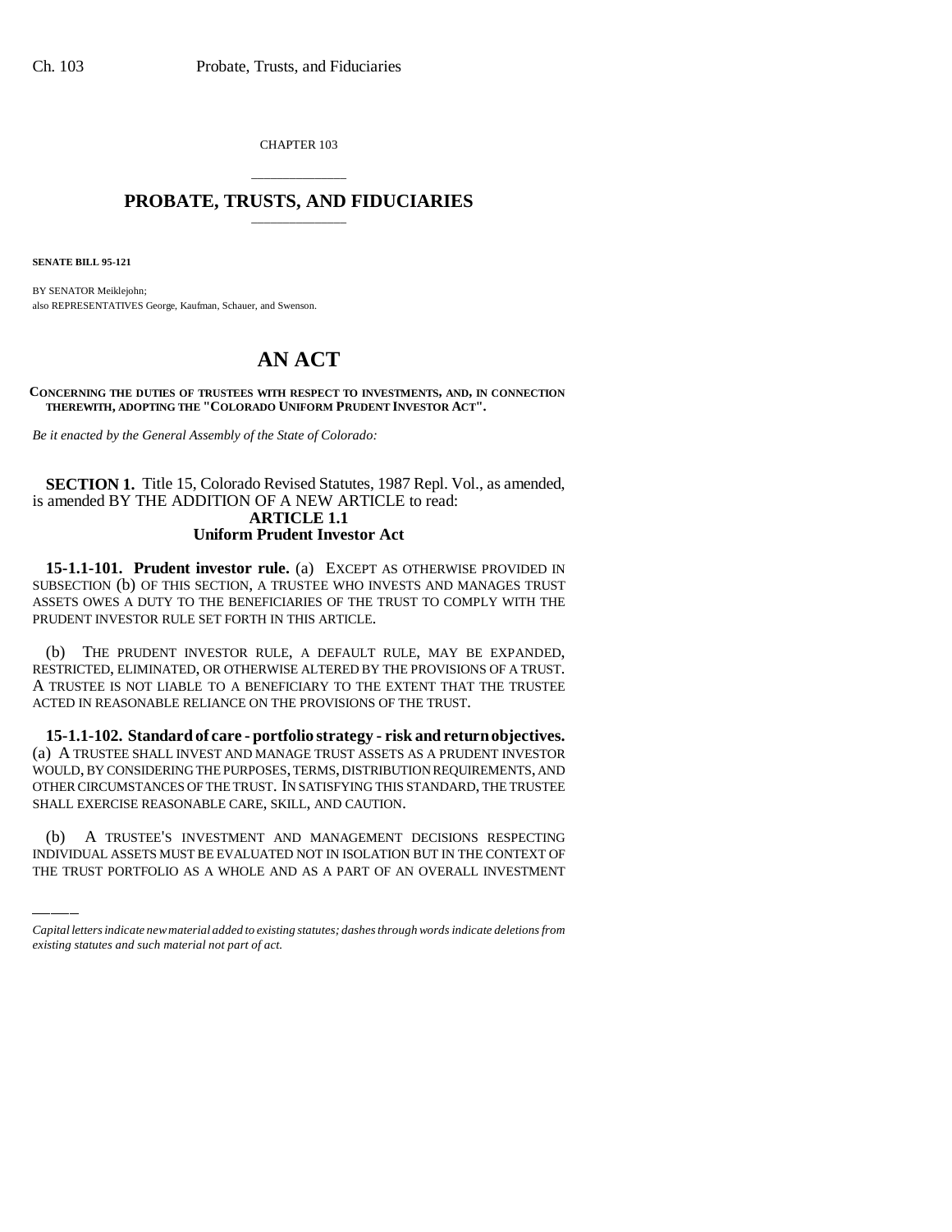CHAPTER 103

# PROBATE, TRUSTS, AND FIDUCIARIES

**SENATE BILL 95-121**

BY SENATOR Meiklejohn;
also REPRESENTATIVES George, Kaufman, Schauer, and Swenson.

# AN ACT

**CONCERNING THE DUTIES OF TRUSTEES WITH RESPECT TO INVESTMENTS, AND, IN CONNECTION THEREWITH, ADOPTING THE "COLORADO UNIFORM PRUDENT INVESTOR ACT".**

*Be it enacted by the General Assembly of the State of Colorado:*

**SECTION 1.** Title 15, Colorado Revised Statutes, 1987 Repl. Vol., as amended, is amended BY THE ADDITION OF A NEW ARTICLE to read:

**ARTICLE 1.1**
**Uniform Prudent Investor Act**

**15-1.1-101. Prudent investor rule.** (a) EXCEPT AS OTHERWISE PROVIDED IN SUBSECTION (b) OF THIS SECTION, A TRUSTEE WHO INVESTS AND MANAGES TRUST ASSETS OWES A DUTY TO THE BENEFICIARIES OF THE TRUST TO COMPLY WITH THE PRUDENT INVESTOR RULE SET FORTH IN THIS ARTICLE.

(b) THE PRUDENT INVESTOR RULE, A DEFAULT RULE, MAY BE EXPANDED, RESTRICTED, ELIMINATED, OR OTHERWISE ALTERED BY THE PROVISIONS OF A TRUST. A TRUSTEE IS NOT LIABLE TO A BENEFICIARY TO THE EXTENT THAT THE TRUSTEE ACTED IN REASONABLE RELIANCE ON THE PROVISIONS OF THE TRUST.

**15-1.1-102. Standard of care - portfolio strategy - risk and return objectives.** (a) A TRUSTEE SHALL INVEST AND MANAGE TRUST ASSETS AS A PRUDENT INVESTOR WOULD, BY CONSIDERING THE PURPOSES, TERMS, DISTRIBUTION REQUIREMENTS, AND OTHER CIRCUMSTANCES OF THE TRUST. IN SATISFYING THIS STANDARD, THE TRUSTEE SHALL EXERCISE REASONABLE CARE, SKILL, AND CAUTION.

(b) A TRUSTEE'S INVESTMENT AND MANAGEMENT DECISIONS RESPECTING INDIVIDUAL ASSETS MUST BE EVALUATED NOT IN ISOLATION BUT IN THE CONTEXT OF THE TRUST PORTFOLIO AS A WHOLE AND AS A PART OF AN OVERALL INVESTMENT

*Capital letters indicate new material added to existing statutes; dashes through words indicate deletions from existing statutes and such material not part of act.*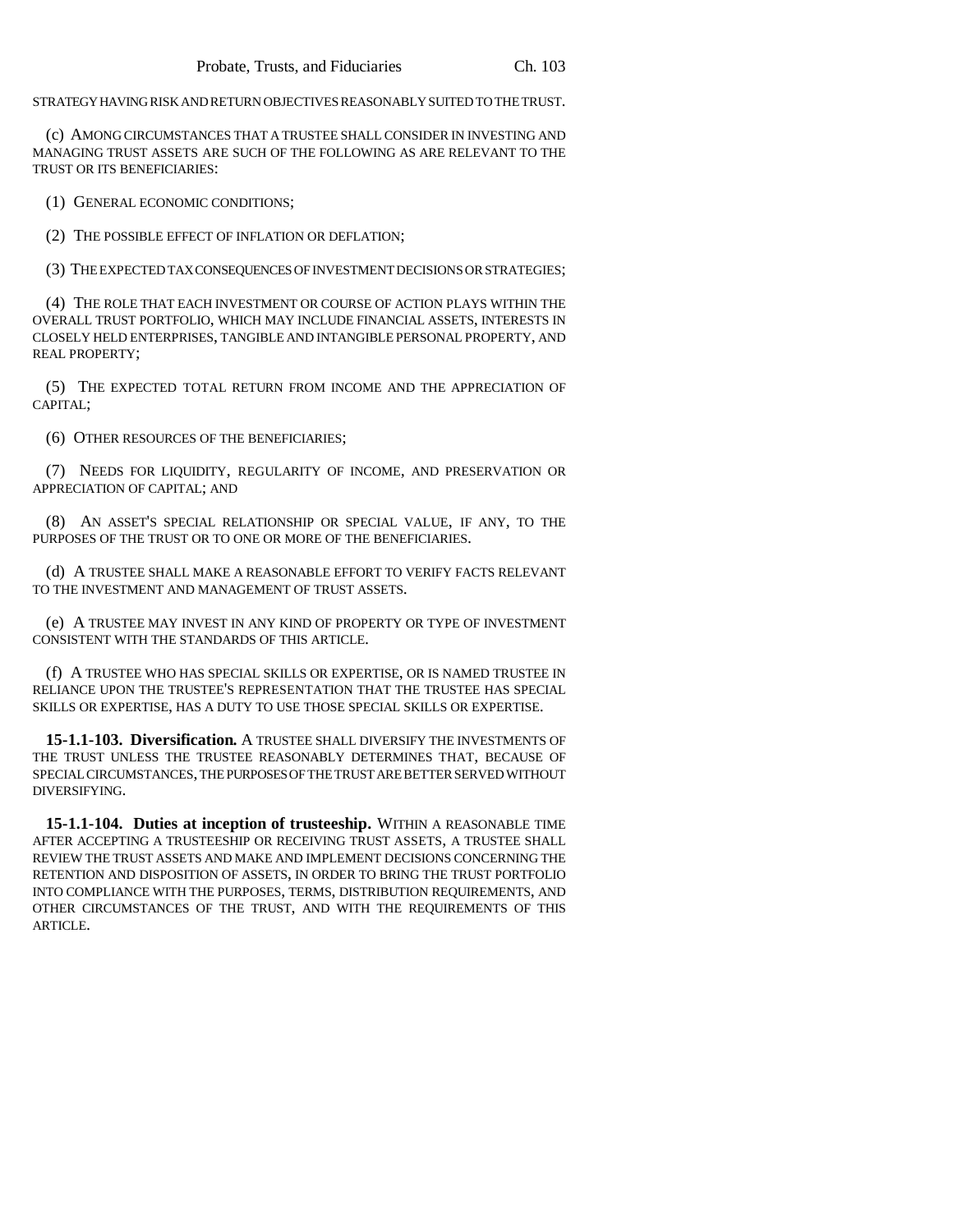STRATEGY HAVING RISK AND RETURN OBJECTIVES REASONABLY SUITED TO THE TRUST.

(c) AMONG CIRCUMSTANCES THAT A TRUSTEE SHALL CONSIDER IN INVESTING AND MANAGING TRUST ASSETS ARE SUCH OF THE FOLLOWING AS ARE RELEVANT TO THE TRUST OR ITS BENEFICIARIES:

(1) GENERAL ECONOMIC CONDITIONS;

(2) THE POSSIBLE EFFECT OF INFLATION OR DEFLATION;

(3) THE EXPECTED TAX CONSEQUENCES OF INVESTMENT DECISIONS OR STRATEGIES;

(4) THE ROLE THAT EACH INVESTMENT OR COURSE OF ACTION PLAYS WITHIN THE OVERALL TRUST PORTFOLIO, WHICH MAY INCLUDE FINANCIAL ASSETS, INTERESTS IN CLOSELY HELD ENTERPRISES, TANGIBLE AND INTANGIBLE PERSONAL PROPERTY, AND REAL PROPERTY;

(5) THE EXPECTED TOTAL RETURN FROM INCOME AND THE APPRECIATION OF CAPITAL;

(6) OTHER RESOURCES OF THE BENEFICIARIES;

(7) NEEDS FOR LIQUIDITY, REGULARITY OF INCOME, AND PRESERVATION OR APPRECIATION OF CAPITAL; AND

(8) AN ASSET'S SPECIAL RELATIONSHIP OR SPECIAL VALUE, IF ANY, TO THE PURPOSES OF THE TRUST OR TO ONE OR MORE OF THE BENEFICIARIES.

(d) A TRUSTEE SHALL MAKE A REASONABLE EFFORT TO VERIFY FACTS RELEVANT TO THE INVESTMENT AND MANAGEMENT OF TRUST ASSETS.

(e) A TRUSTEE MAY INVEST IN ANY KIND OF PROPERTY OR TYPE OF INVESTMENT CONSISTENT WITH THE STANDARDS OF THIS ARTICLE.

(f) A TRUSTEE WHO HAS SPECIAL SKILLS OR EXPERTISE, OR IS NAMED TRUSTEE IN RELIANCE UPON THE TRUSTEE'S REPRESENTATION THAT THE TRUSTEE HAS SPECIAL SKILLS OR EXPERTISE, HAS A DUTY TO USE THOSE SPECIAL SKILLS OR EXPERTISE.

**15-1.1-103. Diversification.** A TRUSTEE SHALL DIVERSIFY THE INVESTMENTS OF THE TRUST UNLESS THE TRUSTEE REASONABLY DETERMINES THAT, BECAUSE OF SPECIAL CIRCUMSTANCES, THE PURPOSES OF THE TRUST ARE BETTER SERVED WITHOUT DIVERSIFYING.

**15-1.1-104. Duties at inception of trusteeship.** WITHIN A REASONABLE TIME AFTER ACCEPTING A TRUSTEESHIP OR RECEIVING TRUST ASSETS, A TRUSTEE SHALL REVIEW THE TRUST ASSETS AND MAKE AND IMPLEMENT DECISIONS CONCERNING THE RETENTION AND DISPOSITION OF ASSETS, IN ORDER TO BRING THE TRUST PORTFOLIO INTO COMPLIANCE WITH THE PURPOSES, TERMS, DISTRIBUTION REQUIREMENTS, AND OTHER CIRCUMSTANCES OF THE TRUST, AND WITH THE REQUIREMENTS OF THIS ARTICLE.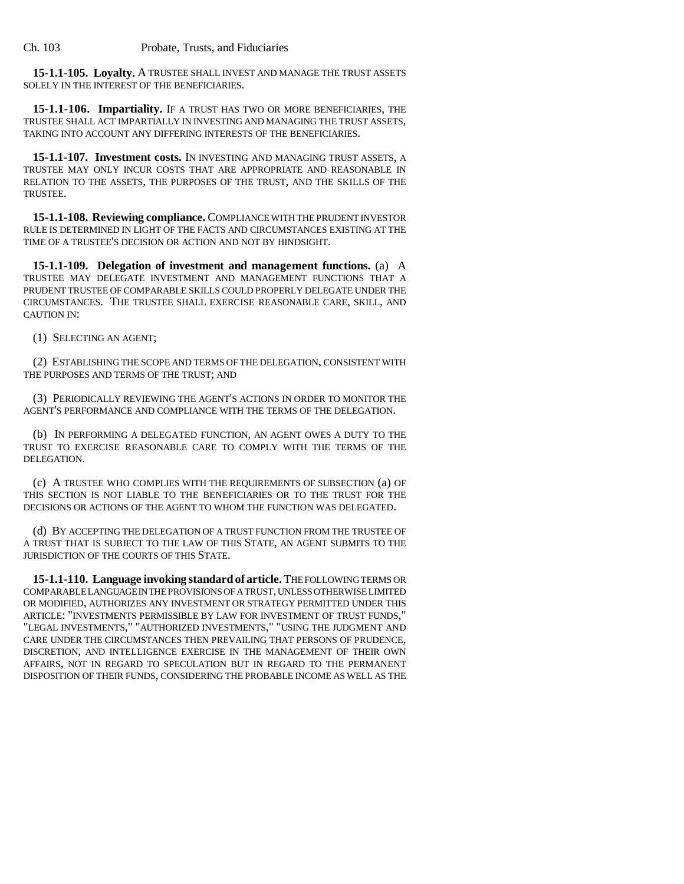**15-1.1-105. Loyalty.** A TRUSTEE SHALL INVEST AND MANAGE THE TRUST ASSETS SOLELY IN THE INTEREST OF THE BENEFICIARIES.

**15-1.1-106. Impartiality.** IF A TRUST HAS TWO OR MORE BENEFICIARIES, THE TRUSTEE SHALL ACT IMPARTIALLY IN INVESTING AND MANAGING THE TRUST ASSETS, TAKING INTO ACCOUNT ANY DIFFERING INTERESTS OF THE BENEFICIARIES.

**15-1.1-107. Investment costs.** IN INVESTING AND MANAGING TRUST ASSETS, A TRUSTEE MAY ONLY INCUR COSTS THAT ARE APPROPRIATE AND REASONABLE IN RELATION TO THE ASSETS, THE PURPOSES OF THE TRUST, AND THE SKILLS OF THE TRUSTEE.

**15-1.1-108. Reviewing compliance.** COMPLIANCE WITH THE PRUDENT INVESTOR RULE IS DETERMINED IN LIGHT OF THE FACTS AND CIRCUMSTANCES EXISTING AT THE TIME OF A TRUSTEE'S DECISION OR ACTION AND NOT BY HINDSIGHT.

**15-1.1-109. Delegation of investment and management functions.** (a) A TRUSTEE MAY DELEGATE INVESTMENT AND MANAGEMENT FUNCTIONS THAT A PRUDENT TRUSTEE OF COMPARABLE SKILLS COULD PROPERLY DELEGATE UNDER THE CIRCUMSTANCES. THE TRUSTEE SHALL EXERCISE REASONABLE CARE, SKILL, AND CAUTION IN:

(1) SELECTING AN AGENT;

(2) ESTABLISHING THE SCOPE AND TERMS OF THE DELEGATION, CONSISTENT WITH THE PURPOSES AND TERMS OF THE TRUST; AND

(3) PERIODICALLY REVIEWING THE AGENT'S ACTIONS IN ORDER TO MONITOR THE AGENT'S PERFORMANCE AND COMPLIANCE WITH THE TERMS OF THE DELEGATION.

(b) IN PERFORMING A DELEGATED FUNCTION, AN AGENT OWES A DUTY TO THE TRUST TO EXERCISE REASONABLE CARE TO COMPLY WITH THE TERMS OF THE DELEGATION.

(c) A TRUSTEE WHO COMPLIES WITH THE REQUIREMENTS OF SUBSECTION (a) OF THIS SECTION IS NOT LIABLE TO THE BENEFICIARIES OR TO THE TRUST FOR THE DECISIONS OR ACTIONS OF THE AGENT TO WHOM THE FUNCTION WAS DELEGATED.

(d) BY ACCEPTING THE DELEGATION OF A TRUST FUNCTION FROM THE TRUSTEE OF A TRUST THAT IS SUBJECT TO THE LAW OF THIS STATE, AN AGENT SUBMITS TO THE JURISDICTION OF THE COURTS OF THIS STATE.

**15-1.1-110. Language invoking standard of article.** THE FOLLOWING TERMS OR COMPARABLE LANGUAGE IN THE PROVISIONS OF A TRUST, UNLESS OTHERWISE LIMITED OR MODIFIED, AUTHORIZES ANY INVESTMENT OR STRATEGY PERMITTED UNDER THIS ARTICLE: "INVESTMENTS PERMISSIBLE BY LAW FOR INVESTMENT OF TRUST FUNDS," "LEGAL INVESTMENTS," "AUTHORIZED INVESTMENTS," "USING THE JUDGMENT AND CARE UNDER THE CIRCUMSTANCES THEN PREVAILING THAT PERSONS OF PRUDENCE, DISCRETION, AND INTELLIGENCE EXERCISE IN THE MANAGEMENT OF THEIR OWN AFFAIRS, NOT IN REGARD TO SPECULATION BUT IN REGARD TO THE PERMANENT DISPOSITION OF THEIR FUNDS, CONSIDERING THE PROBABLE INCOME AS WELL AS THE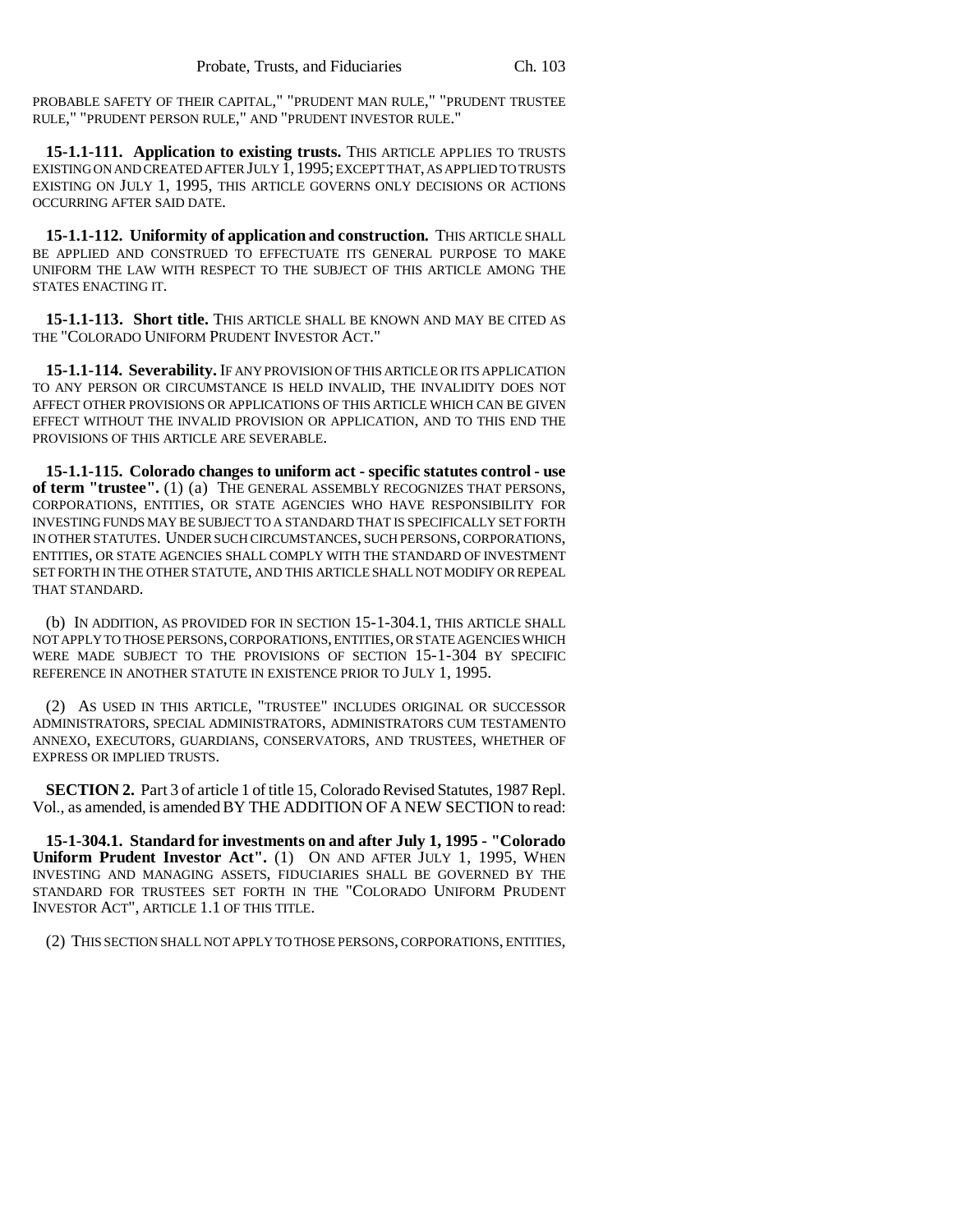PROBABLE SAFETY OF THEIR CAPITAL," "PRUDENT MAN RULE," "PRUDENT TRUSTEE RULE," "PRUDENT PERSON RULE," AND "PRUDENT INVESTOR RULE."

**15-1.1-111. Application to existing trusts.** THIS ARTICLE APPLIES TO TRUSTS EXISTING ON AND CREATED AFTER JULY 1, 1995; EXCEPT THAT, AS APPLIED TO TRUSTS EXISTING ON JULY 1, 1995, THIS ARTICLE GOVERNS ONLY DECISIONS OR ACTIONS OCCURRING AFTER SAID DATE.

**15-1.1-112. Uniformity of application and construction.** THIS ARTICLE SHALL BE APPLIED AND CONSTRUED TO EFFECTUATE ITS GENERAL PURPOSE TO MAKE UNIFORM THE LAW WITH RESPECT TO THE SUBJECT OF THIS ARTICLE AMONG THE STATES ENACTING IT.

**15-1.1-113. Short title.** THIS ARTICLE SHALL BE KNOWN AND MAY BE CITED AS THE "COLORADO UNIFORM PRUDENT INVESTOR ACT."

**15-1.1-114. Severability.** IF ANY PROVISION OF THIS ARTICLE OR ITS APPLICATION TO ANY PERSON OR CIRCUMSTANCE IS HELD INVALID, THE INVALIDITY DOES NOT AFFECT OTHER PROVISIONS OR APPLICATIONS OF THIS ARTICLE WHICH CAN BE GIVEN EFFECT WITHOUT THE INVALID PROVISION OR APPLICATION, AND TO THIS END THE PROVISIONS OF THIS ARTICLE ARE SEVERABLE.

**15-1.1-115. Colorado changes to uniform act - specific statutes control - use of term "trustee".** (1) (a) THE GENERAL ASSEMBLY RECOGNIZES THAT PERSONS, CORPORATIONS, ENTITIES, OR STATE AGENCIES WHO HAVE RESPONSIBILITY FOR INVESTING FUNDS MAY BE SUBJECT TO A STANDARD THAT IS SPECIFICALLY SET FORTH IN OTHER STATUTES. UNDER SUCH CIRCUMSTANCES, SUCH PERSONS, CORPORATIONS, ENTITIES, OR STATE AGENCIES SHALL COMPLY WITH THE STANDARD OF INVESTMENT SET FORTH IN THE OTHER STATUTE, AND THIS ARTICLE SHALL NOT MODIFY OR REPEAL THAT STANDARD.

(b) IN ADDITION, AS PROVIDED FOR IN SECTION 15-1-304.1, THIS ARTICLE SHALL NOT APPLY TO THOSE PERSONS, CORPORATIONS, ENTITIES, OR STATE AGENCIES WHICH WERE MADE SUBJECT TO THE PROVISIONS OF SECTION 15-1-304 BY SPECIFIC REFERENCE IN ANOTHER STATUTE IN EXISTENCE PRIOR TO JULY 1, 1995.

(2) AS USED IN THIS ARTICLE, "TRUSTEE" INCLUDES ORIGINAL OR SUCCESSOR ADMINISTRATORS, SPECIAL ADMINISTRATORS, ADMINISTRATORS CUM TESTAMENTO ANNEXO, EXECUTORS, GUARDIANS, CONSERVATORS, AND TRUSTEES, WHETHER OF EXPRESS OR IMPLIED TRUSTS.

**SECTION 2.** Part 3 of article 1 of title 15, Colorado Revised Statutes, 1987 Repl. Vol., as amended, is amended BY THE ADDITION OF A NEW SECTION to read:

**15-1-304.1. Standard for investments on and after July 1, 1995 - "Colorado Uniform Prudent Investor Act".** (1) ON AND AFTER JULY 1, 1995, WHEN INVESTING AND MANAGING ASSETS, FIDUCIARIES SHALL BE GOVERNED BY THE STANDARD FOR TRUSTEES SET FORTH IN THE "COLORADO UNIFORM PRUDENT INVESTOR ACT", ARTICLE 1.1 OF THIS TITLE.

(2) THIS SECTION SHALL NOT APPLY TO THOSE PERSONS, CORPORATIONS, ENTITIES,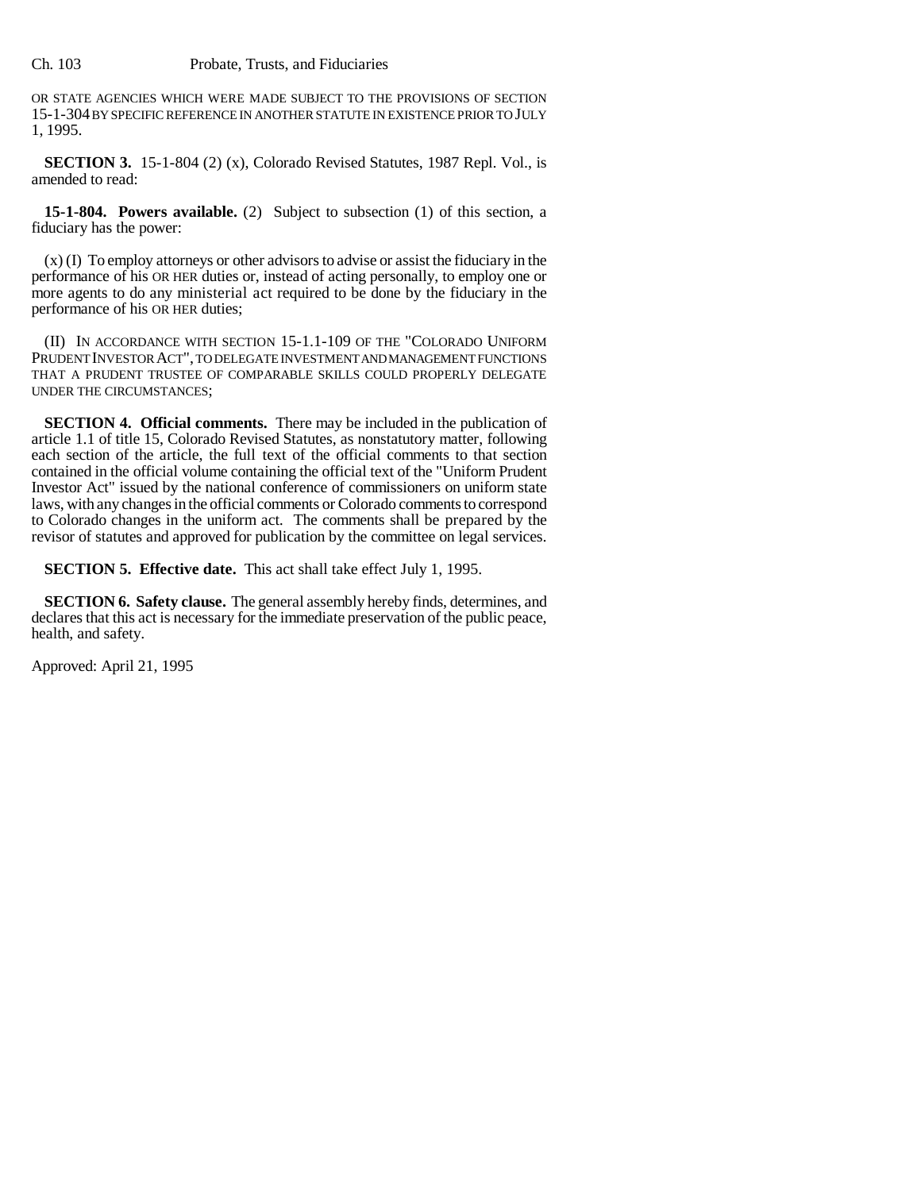OR STATE AGENCIES WHICH WERE MADE SUBJECT TO THE PROVISIONS OF SECTION 15-1-304 BY SPECIFIC REFERENCE IN ANOTHER STATUTE IN EXISTENCE PRIOR TO JULY 1, 1995.

**SECTION 3.** 15-1-804 (2) (x), Colorado Revised Statutes, 1987 Repl. Vol., is amended to read:

**15-1-804. Powers available.** (2) Subject to subsection (1) of this section, a fiduciary has the power:

(x) (I) To employ attorneys or other advisors to advise or assist the fiduciary in the performance of his OR HER duties or, instead of acting personally, to employ one or more agents to do any ministerial act required to be done by the fiduciary in the performance of his OR HER duties;

(II) IN ACCORDANCE WITH SECTION 15-1.1-109 OF THE "COLORADO UNIFORM PRUDENT INVESTOR ACT", TO DELEGATE INVESTMENT AND MANAGEMENT FUNCTIONS THAT A PRUDENT TRUSTEE OF COMPARABLE SKILLS COULD PROPERLY DELEGATE UNDER THE CIRCUMSTANCES;

**SECTION 4. Official comments.** There may be included in the publication of article 1.1 of title 15, Colorado Revised Statutes, as nonstatutory matter, following each section of the article, the full text of the official comments to that section contained in the official volume containing the official text of the "Uniform Prudent Investor Act" issued by the national conference of commissioners on uniform state laws, with any changes in the official comments or Colorado comments to correspond to Colorado changes in the uniform act. The comments shall be prepared by the revisor of statutes and approved for publication by the committee on legal services.

**SECTION 5. Effective date.** This act shall take effect July 1, 1995.

**SECTION 6. Safety clause.** The general assembly hereby finds, determines, and declares that this act is necessary for the immediate preservation of the public peace, health, and safety.

Approved: April 21, 1995